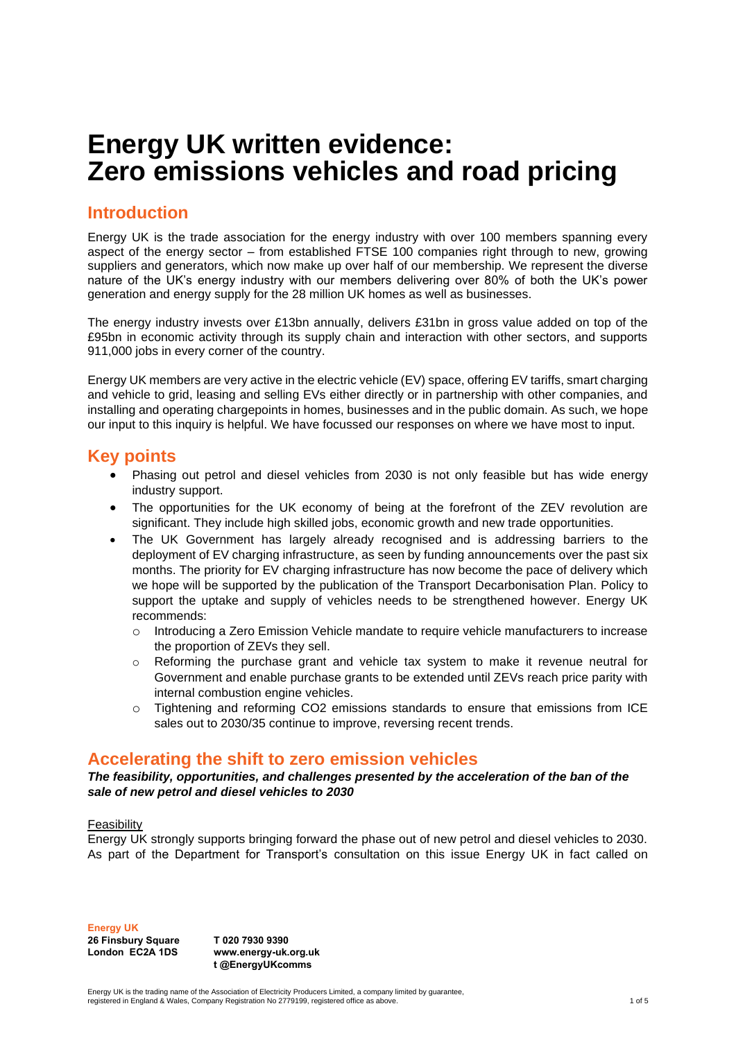# Energy UK written evidence: Zero emissions vehicles and road pricing

## Introduction

Energy UK is the trade association for the energy industry with over 100 members spanning every aspect of the energy sector – from established FTSE 100 companies right through to new, growing suppliers and generators, which now make up over half of our membership. We represent the diverse nature of the UK's energy industry with our members delivering over 80% of both the UK's power generation and energy supply for the 28 million UK homes as well as businesses.

The energy industry invests over £13bn annually, delivers £31bn in gross value added on top of the £95bn in economic activity through its supply chain and interaction with other sectors, and supports 911,000 jobs in every corner of the country.

Energy UK members are very active in the electric vehicle (EV) space, offering EV tariffs, smart charging and vehicle to grid, leasing and selling EVs either directly or in partnership with other companies, and installing and operating chargepoints in homes, businesses and in the public domain. As such, we hope our input to this inquiry is helpful. We have focussed our responses on where we have most to input.

## Key points

- Phasing out petrol and diesel vehicles from 2030 is not only feasible but has wide energy industry support.
- The opportunities for the UK economy of being at the forefront of the ZEV revolution are significant. They include high skilled jobs, economic growth and new trade opportunities.
- The UK Government has largely already recognised and is addressing barriers to the deployment of EV charging infrastructure, as seen by funding announcements over the past six months. The priority for EV charging infrastructure has now become the pace of delivery which we hope will be supported by the publication of the Transport Decarbonisation Plan. Policy to support the uptake and supply of vehicles needs to be strengthened however. Energy UK recommends:
    - Introducing a Zero Emission Vehicle mandate to require vehicle manufacturers to increase the proportion of ZEVs they sell.
    - Reforming the purchase grant and vehicle tax system to make it revenue neutral for Government and enable purchase grants to be extended until ZEVs reach price parity with internal combustion engine vehicles.
    - Tightening and reforming $CO_2$ emissions standards to ensure that emissions from ICE sales out to 2030/35 continue to improve, reversing recent trends.

## Accelerating the shift to zero emission vehicles

***The feasibility, opportunities, and challenges presented by the acceleration of the ban of the sale of new petrol and diesel vehicles to 2030***

Feasibility

Energy UK strongly supports bringing forward the phase out of new petrol and diesel vehicles to 2030. As part of the Department for Transport's consultation on this issue Energy UK in fact called on

**Energy UK**
**26 Finsbury Square**
**London EC2A 1DS**

**T 020 7930 9390**
**www.energy-uk.org.uk**
**t @EnergyUKcomms**

Energy UK is the trading name of the Association of Electricity Producers Limited, a company limited by guarantee, registered in England & Wales, Company Registration No 2779199, registered office as above.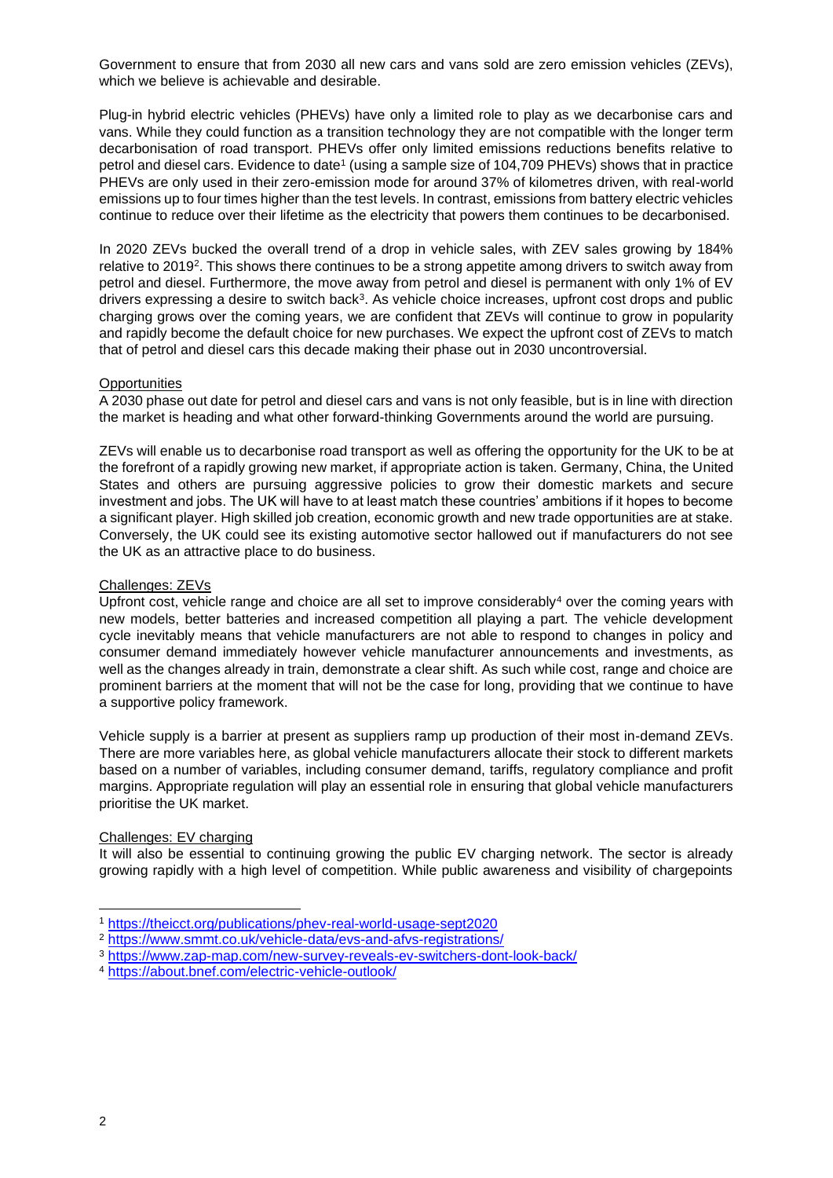Government to ensure that from 2030 all new cars and vans sold are zero emission vehicles (ZEVs), which we believe is achievable and desirable.

Plug-in hybrid electric vehicles (PHEVs) have only a limited role to play as we decarbonise cars and vans. While they could function as a transition technology they are not compatible with the longer term decarbonisation of road transport. PHEVs offer only limited emissions reductions benefits relative to petrol and diesel cars. Evidence to date[1] (using a sample size of 104,709 PHEVs) shows that in practice PHEVs are only used in their zero-emission mode for around 37% of kilometres driven, with real-world emissions up to four times higher than the test levels. In contrast, emissions from battery electric vehicles continue to reduce over their lifetime as the electricity that powers them continues to be decarbonised.

In 2020 ZEVs bucked the overall trend of a drop in vehicle sales, with ZEV sales growing by 184% relative to 2019[2]. This shows there continues to be a strong appetite among drivers to switch away from petrol and diesel. Furthermore, the move away from petrol and diesel is permanent with only 1% of EV drivers expressing a desire to switch back[3]. As vehicle choice increases, upfront cost drops and public charging grows over the coming years, we are confident that ZEVs will continue to grow in popularity and rapidly become the default choice for new purchases. We expect the upfront cost of ZEVs to match that of petrol and diesel cars this decade making their phase out in 2030 uncontroversial.

Opportunities

A 2030 phase out date for petrol and diesel cars and vans is not only feasible, but is in line with direction the market is heading and what other forward-thinking Governments around the world are pursuing.

ZEVs will enable us to decarbonise road transport as well as offering the opportunity for the UK to be at the forefront of a rapidly growing new market, if appropriate action is taken. Germany, China, the United States and others are pursuing aggressive policies to grow their domestic markets and secure investment and jobs. The UK will have to at least match these countries' ambitions if it hopes to become a significant player. High skilled job creation, economic growth and new trade opportunities are at stake. Conversely, the UK could see its existing automotive sector hallowed out if manufacturers do not see the UK as an attractive place to do business.

Challenges: ZEVs

Upfront cost, vehicle range and choice are all set to improve considerably[4] over the coming years with new models, better batteries and increased competition all playing a part. The vehicle development cycle inevitably means that vehicle manufacturers are not able to respond to changes in policy and consumer demand immediately however vehicle manufacturer announcements and investments, as well as the changes already in train, demonstrate a clear shift. As such while cost, range and choice are prominent barriers at the moment that will not be the case for long, providing that we continue to have a supportive policy framework.

Vehicle supply is a barrier at present as suppliers ramp up production of their most in-demand ZEVs. There are more variables here, as global vehicle manufacturers allocate their stock to different markets based on a number of variables, including consumer demand, tariffs, regulatory compliance and profit margins. Appropriate regulation will play an essential role in ensuring that global vehicle manufacturers prioritise the UK market.

Challenges: EV charging

It will also be essential to continuing growing the public EV charging network. The sector is already growing rapidly with a high level of competition. While public awareness and visibility of chargepoints

[1] https://theicct.org/publications/phev-real-world-usage-sept2020
[2] https://www.smmt.co.uk/vehicle-data/evs-and-afvs-registrations/
[3] https://www.zap-map.com/new-survey-reveals-ev-switchers-dont-look-back/
[4] https://about.bnef.com/electric-vehicle-outlook/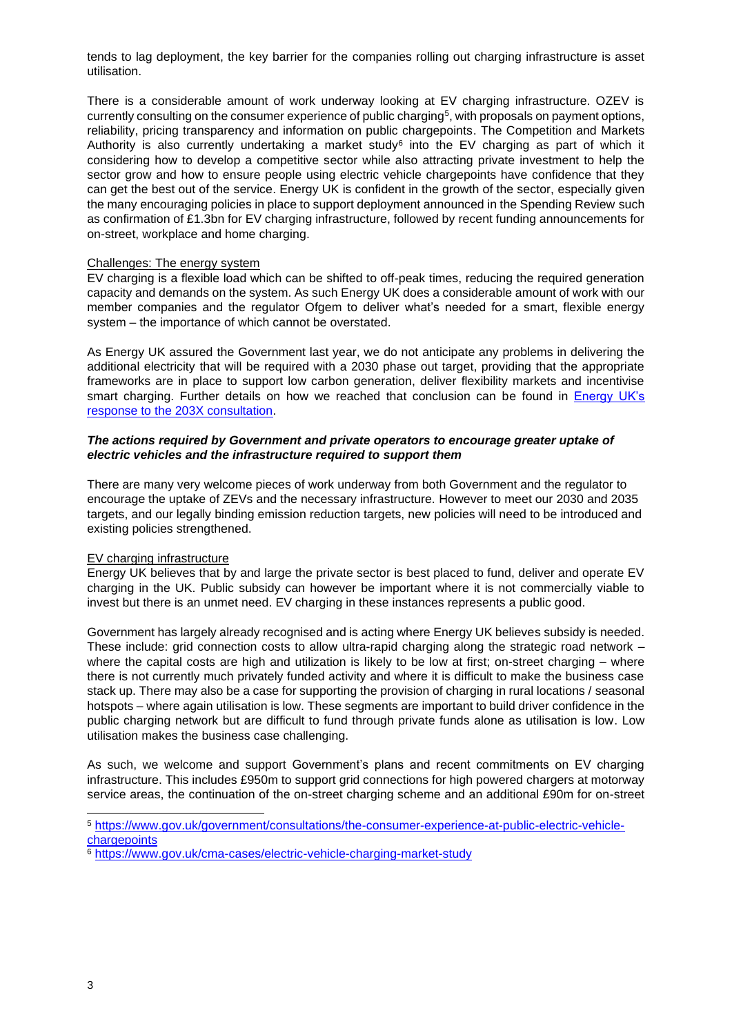tends to lag deployment, the key barrier for the companies rolling out charging infrastructure is asset utilisation.

There is a considerable amount of work underway looking at EV charging infrastructure. OZEV is currently consulting on the consumer experience of public charging[5], with proposals on payment options, reliability, pricing transparency and information on public chargepoints. The Competition and Markets Authority is also currently undertaking a market study[6] into the EV charging as part of which it considering how to develop a competitive sector while also attracting private investment to help the sector grow and how to ensure people using electric vehicle chargepoints have confidence that they can get the best out of the service. Energy UK is confident in the growth of the sector, especially given the many encouraging policies in place to support deployment announced in the Spending Review such as confirmation of £1.3bn for EV charging infrastructure, followed by recent funding announcements for on-street, workplace and home charging.

## Challenges: The energy system

EV charging is a flexible load which can be shifted to off-peak times, reducing the required generation capacity and demands on the system. As such Energy UK does a considerable amount of work with our member companies and the regulator Ofgem to deliver what's needed for a smart, flexible energy system – the importance of which cannot be overstated.

As Energy UK assured the Government last year, we do not anticipate any problems in delivering the additional electricity that will be required with a 2030 phase out target, providing that the appropriate frameworks are in place to support low carbon generation, deliver flexibility markets and incentivise smart charging. Further details on how we reached that conclusion can be found in [Energy UK's response to the 203X consultation](#).

### ***The actions required by Government and private operators to encourage greater uptake of electric vehicles and the infrastructure required to support them***

There are many very welcome pieces of work underway from both Government and the regulator to encourage the uptake of ZEVs and the necessary infrastructure. However to meet our 2030 and 2035 targets, and our legally binding emission reduction targets, new policies will need to be introduced and existing policies strengthened.

## EV charging infrastructure

Energy UK believes that by and large the private sector is best placed to fund, deliver and operate EV charging in the UK. Public subsidy can however be important where it is not commercially viable to invest but there is an unmet need. EV charging in these instances represents a public good.

Government has largely already recognised and is acting where Energy UK believes subsidy is needed. These include: grid connection costs to allow ultra-rapid charging along the strategic road network – where the capital costs are high and utilization is likely to be low at first; on-street charging – where there is not currently much privately funded activity and where it is difficult to make the business case stack up. There may also be a case for supporting the provision of charging in rural locations / seasonal hotspots – where again utilisation is low. These segments are important to build driver confidence in the public charging network but are difficult to fund through private funds alone as utilisation is low. Low utilisation makes the business case challenging.

As such, we welcome and support Government's plans and recent commitments on EV charging infrastructure. This includes £950m to support grid connections for high powered chargers at motorway service areas, the continuation of the on-street charging scheme and an additional £90m for on-street

---

[5] https://www.gov.uk/government/consultations/the-consumer-experience-at-public-electric-vehicle-chargepoints

[6] https://www.gov.uk/cma-cases/electric-vehicle-charging-market-study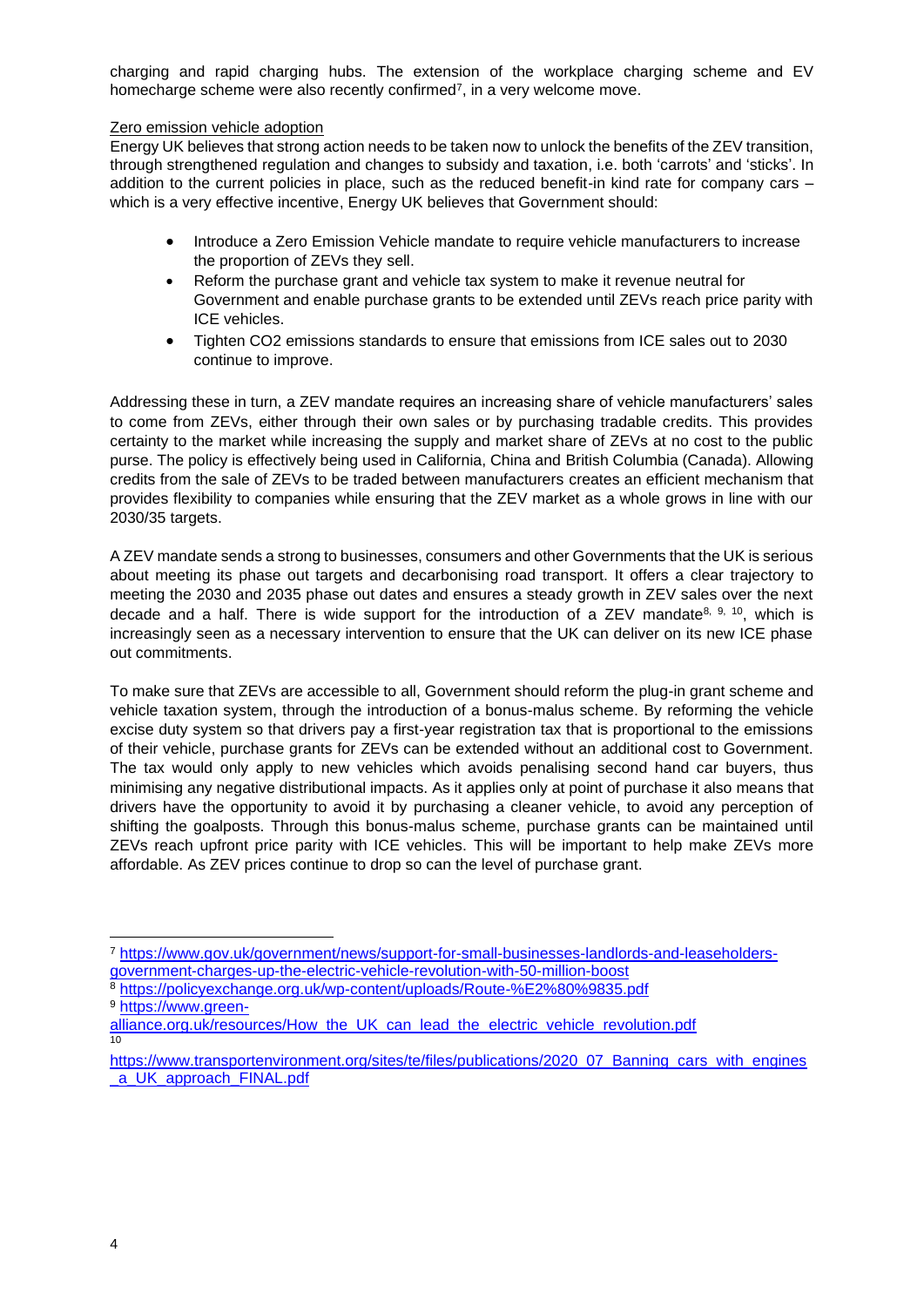charging and rapid charging hubs. The extension of the workplace charging scheme and EV homecharge scheme were also recently confirmed[7], in a very welcome move.

Zero emission vehicle adoption

Energy UK believes that strong action needs to be taken now to unlock the benefits of the ZEV transition, through strengthened regulation and changes to subsidy and taxation, i.e. both 'carrots' and 'sticks'. In addition to the current policies in place, such as the reduced benefit-in kind rate for company cars – which is a very effective incentive, Energy UK believes that Government should:

- Introduce a Zero Emission Vehicle mandate to require vehicle manufacturers to increase the proportion of ZEVs they sell.
- Reform the purchase grant and vehicle tax system to make it revenue neutral for Government and enable purchase grants to be extended until ZEVs reach price parity with ICE vehicles.
- Tighten CO2 emissions standards to ensure that emissions from ICE sales out to 2030 continue to improve.

Addressing these in turn, a ZEV mandate requires an increasing share of vehicle manufacturers' sales to come from ZEVs, either through their own sales or by purchasing tradable credits. This provides certainty to the market while increasing the supply and market share of ZEVs at no cost to the public purse. The policy is effectively being used in California, China and British Columbia (Canada). Allowing credits from the sale of ZEVs to be traded between manufacturers creates an efficient mechanism that provides flexibility to companies while ensuring that the ZEV market as a whole grows in line with our 2030/35 targets.

A ZEV mandate sends a strong to businesses, consumers and other Governments that the UK is serious about meeting its phase out targets and decarbonising road transport. It offers a clear trajectory to meeting the 2030 and 2035 phase out dates and ensures a steady growth in ZEV sales over the next decade and a half. There is wide support for the introduction of a ZEV mandate[8, 9, 10], which is increasingly seen as a necessary intervention to ensure that the UK can deliver on its new ICE phase out commitments.

To make sure that ZEVs are accessible to all, Government should reform the plug-in grant scheme and vehicle taxation system, through the introduction of a bonus-malus scheme. By reforming the vehicle excise duty system so that drivers pay a first-year registration tax that is proportional to the emissions of their vehicle, purchase grants for ZEVs can be extended without an additional cost to Government. The tax would only apply to new vehicles which avoids penalising second hand car buyers, thus minimising any negative distributional impacts. As it applies only at point of purchase it also means that drivers have the opportunity to avoid it by purchasing a cleaner vehicle, to avoid any perception of shifting the goalposts. Through this bonus-malus scheme, purchase grants can be maintained until ZEVs reach upfront price parity with ICE vehicles. This will be important to help make ZEVs more affordable. As ZEV prices continue to drop so can the level of purchase grant.

---

[7] https://www.gov.uk/government/news/support-for-small-businesses-landlords-and-leaseholders-government-charges-up-the-electric-vehicle-revolution-with-50-million-boost

[8] https://policyexchange.org.uk/wp-content/uploads/Route-%E2%80%9835.pdf

[9] https://www.green-alliance.org.uk/resources/How_the_UK_can_lead_the_electric_vehicle_revolution.pdf

[10] https://www.transportenvironment.org/sites/te/files/publications/2020_07_Banning_cars_with_engines_a_UK_approach_FINAL.pdf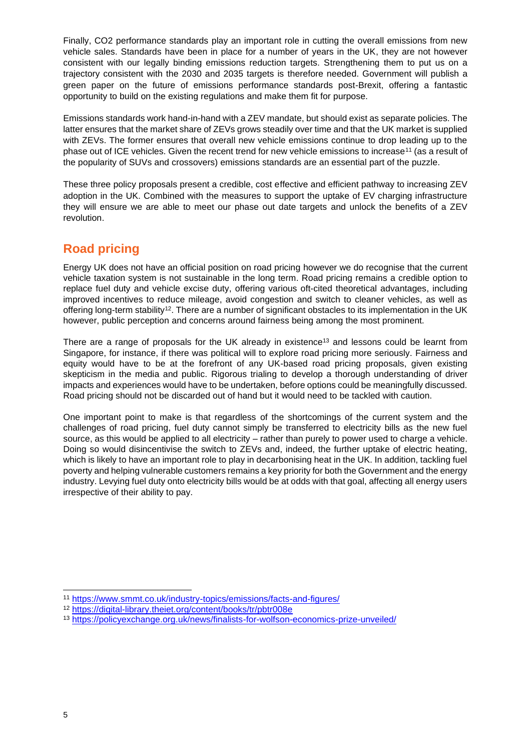Finally, $CO_2$ performance standards play an important role in cutting the overall emissions from new vehicle sales. Standards have been in place for a number of years in the UK, they are not however consistent with our legally binding emissions reduction targets. Strengthening them to put us on a trajectory consistent with the 2030 and 2035 targets is therefore needed. Government will publish a green paper on the future of emissions performance standards post-Brexit, offering a fantastic opportunity to build on the existing regulations and make them fit for purpose.

Emissions standards work hand-in-hand with a ZEV mandate, but should exist as separate policies. The latter ensures that the market share of ZEVs grows steadily over time and that the UK market is supplied with ZEVs. The former ensures that overall new vehicle emissions continue to drop leading up to the phase out of ICE vehicles. Given the recent trend for new vehicle emissions to increase[11] (as a result of the popularity of SUVs and crossovers) emissions standards are an essential part of the puzzle.

These three policy proposals present a credible, cost effective and efficient pathway to increasing ZEV adoption in the UK. Combined with the measures to support the uptake of EV charging infrastructure they will ensure we are able to meet our phase out date targets and unlock the benefits of a ZEV revolution.

## Road pricing

Energy UK does not have an official position on road pricing however we do recognise that the current vehicle taxation system is not sustainable in the long term. Road pricing remains a credible option to replace fuel duty and vehicle excise duty, offering various oft-cited theoretical advantages, including improved incentives to reduce mileage, avoid congestion and switch to cleaner vehicles, as well as offering long-term stability[12]. There are a number of significant obstacles to its implementation in the UK however, public perception and concerns around fairness being among the most prominent.

There are a range of proposals for the UK already in existence[13] and lessons could be learnt from Singapore, for instance, if there was political will to explore road pricing more seriously. Fairness and equity would have to be at the forefront of any UK-based road pricing proposals, given existing skepticism in the media and public. Rigorous trialing to develop a thorough understanding of driver impacts and experiences would have to be undertaken, before options could be meaningfully discussed. Road pricing should not be discarded out of hand but it would need to be tackled with caution.

One important point to make is that regardless of the shortcomings of the current system and the challenges of road pricing, fuel duty cannot simply be transferred to electricity bills as the new fuel source, as this would be applied to all electricity – rather than purely to power used to charge a vehicle. Doing so would disincentivise the switch to ZEVs and, indeed, the further uptake of electric heating, which is likely to have an important role to play in decarbonising heat in the UK. In addition, tackling fuel poverty and helping vulnerable customers remains a key priority for both the Government and the energy industry. Levying fuel duty onto electricity bills would be at odds with that goal, affecting all energy users irrespective of their ability to pay.

---

[11] https://www.smmt.co.uk/industry-topics/emissions/facts-and-figures/

[12] https://digital-library.theiet.org/content/books/tr/pbtr008e

[13] https://policyexchange.org.uk/news/finalists-for-wolfson-economics-prize-unveiled/